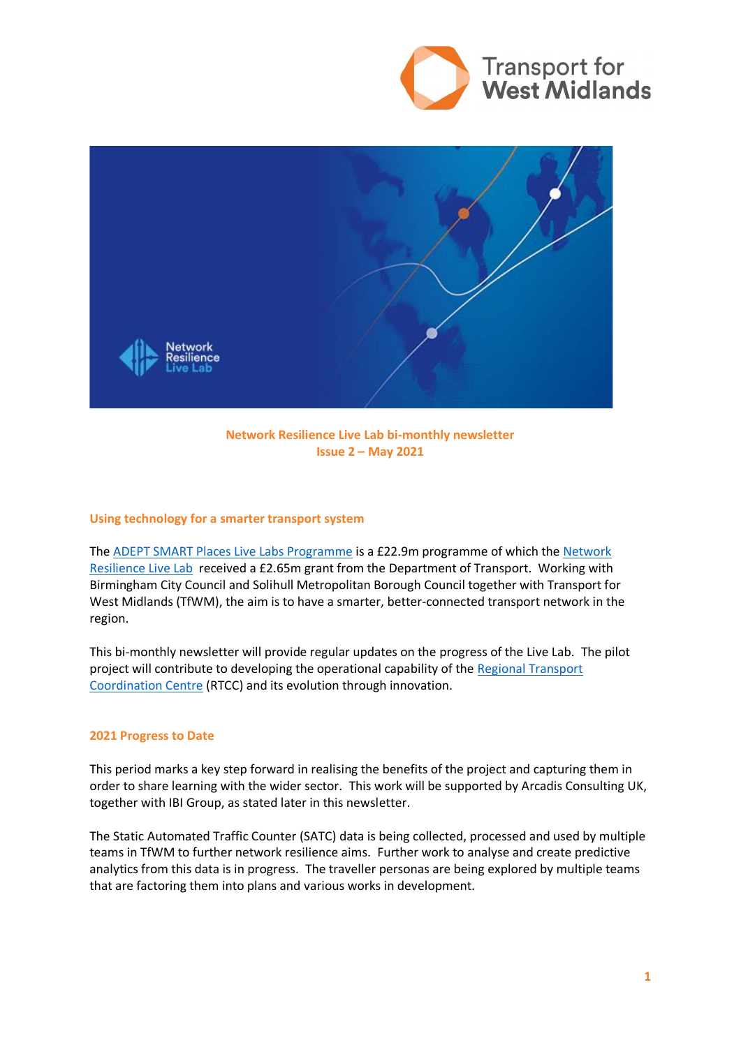**Network Resilience Live Lab bi-monthly newsletter**
**Issue 2 – May 2021**

## Using technology for a smarter transport system

The ADEPT SMART Places Live Labs Programme is a £22.9m programme of which the Network Resilience Live Lab received a £2.65m grant from the Department of Transport. Working with Birmingham City Council and Solihull Metropolitan Borough Council together with Transport for West Midlands (TfWM), the aim is to have a smarter, better-connected transport network in the region.

This bi-monthly newsletter will provide regular updates on the progress of the Live Lab. The pilot project will contribute to developing the operational capability of the Regional Transport Coordination Centre (RTCC) and its evolution through innovation.

## 2021 Progress to Date

This period marks a key step forward in realising the benefits of the project and capturing them in order to share learning with the wider sector. This work will be supported by Arcadis Consulting UK, together with IBI Group, as stated later in this newsletter.

The Static Automated Traffic Counter (SATC) data is being collected, processed and used by multiple teams in TfWM to further network resilience aims. Further work to analyse and create predictive analytics from this data is in progress. The traveller personas are being explored by multiple teams that are factoring them into plans and various works in development.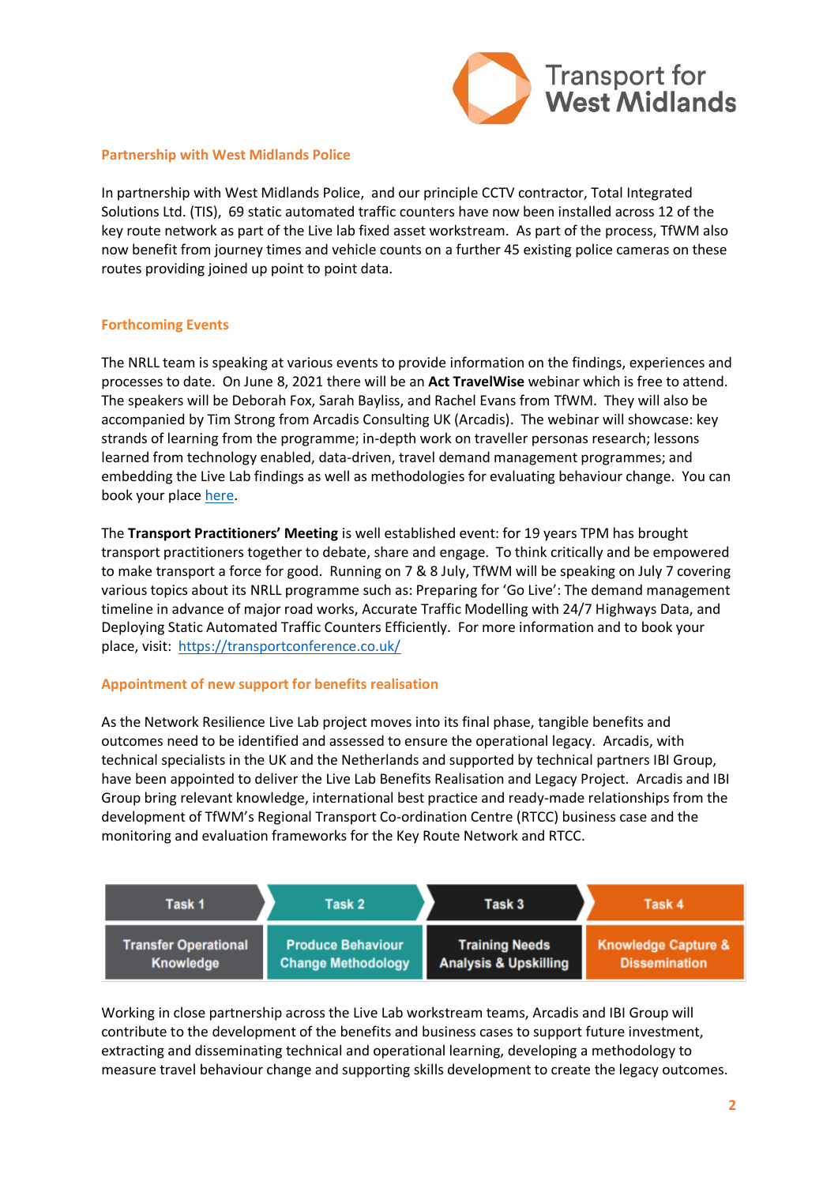## Partnership with West Midlands Police

In partnership with West Midlands Police, and our principle CCTV contractor, Total Integrated Solutions Ltd. (TIS), 69 static automated traffic counters have now been installed across 12 of the key route network as part of the Live lab fixed asset workstream. As part of the process, TfWM also now benefit from journey times and vehicle counts on a further 45 existing police cameras on these routes providing joined up point to point data.

## Forthcoming Events

The NRLL team is speaking at various events to provide information on the findings, experiences and processes to date. On June 8, 2021 there will be an **Act TravelWise** webinar which is free to attend. The speakers will be Deborah Fox, Sarah Bayliss, and Rachel Evans from TfWM. They will also be accompanied by Tim Strong from Arcadis Consulting UK (Arcadis). The webinar will showcase: key strands of learning from the programme; in-depth work on traveller personas research; lessons learned from technology enabled, data-driven, travel demand management programmes; and embedding the Live Lab findings as well as methodologies for evaluating behaviour change. You can book your place [here](here).

The **Transport Practitioners' Meeting** is well established event: for 19 years TPM has brought transport practitioners together to debate, share and engage. To think critically and be empowered to make transport a force for good. Running on 7 & 8 July, TfWM will be speaking on July 7 covering various topics about its NRLL programme such as: Preparing for 'Go Live': The demand management timeline in advance of major road works, Accurate Traffic Modelling with 24/7 Highways Data, and Deploying Static Automated Traffic Counters Efficiently. For more information and to book your place, visit: [https://transportconference.co.uk/](https://transportconference.co.uk/)

## Appointment of new support for benefits realisation

As the Network Resilience Live Lab project moves into its final phase, tangible benefits and outcomes need to be identified and assessed to ensure the operational legacy. Arcadis, with technical specialists in the UK and the Netherlands and supported by technical partners IBI Group, have been appointed to deliver the Live Lab Benefits Realisation and Legacy Project. Arcadis and IBI Group bring relevant knowledge, international best practice and ready-made relationships from the development of TfWM's Regional Transport Co-ordination Centre (RTCC) business case and the monitoring and evaluation frameworks for the Key Route Network and RTCC.

| Task 1 | Task 2 | Task 3 | Task 4 |
|---|---|---|---|
| Transfer Operational Knowledge | Produce Behaviour Change Methodology | Training Needs Analysis & Upskilling | Knowledge Capture & Dissemination |

Working in close partnership across the Live Lab workstream teams, Arcadis and IBI Group will contribute to the development of the benefits and business cases to support future investment, extracting and disseminating technical and operational learning, developing a methodology to measure travel behaviour change and supporting skills development to create the legacy outcomes.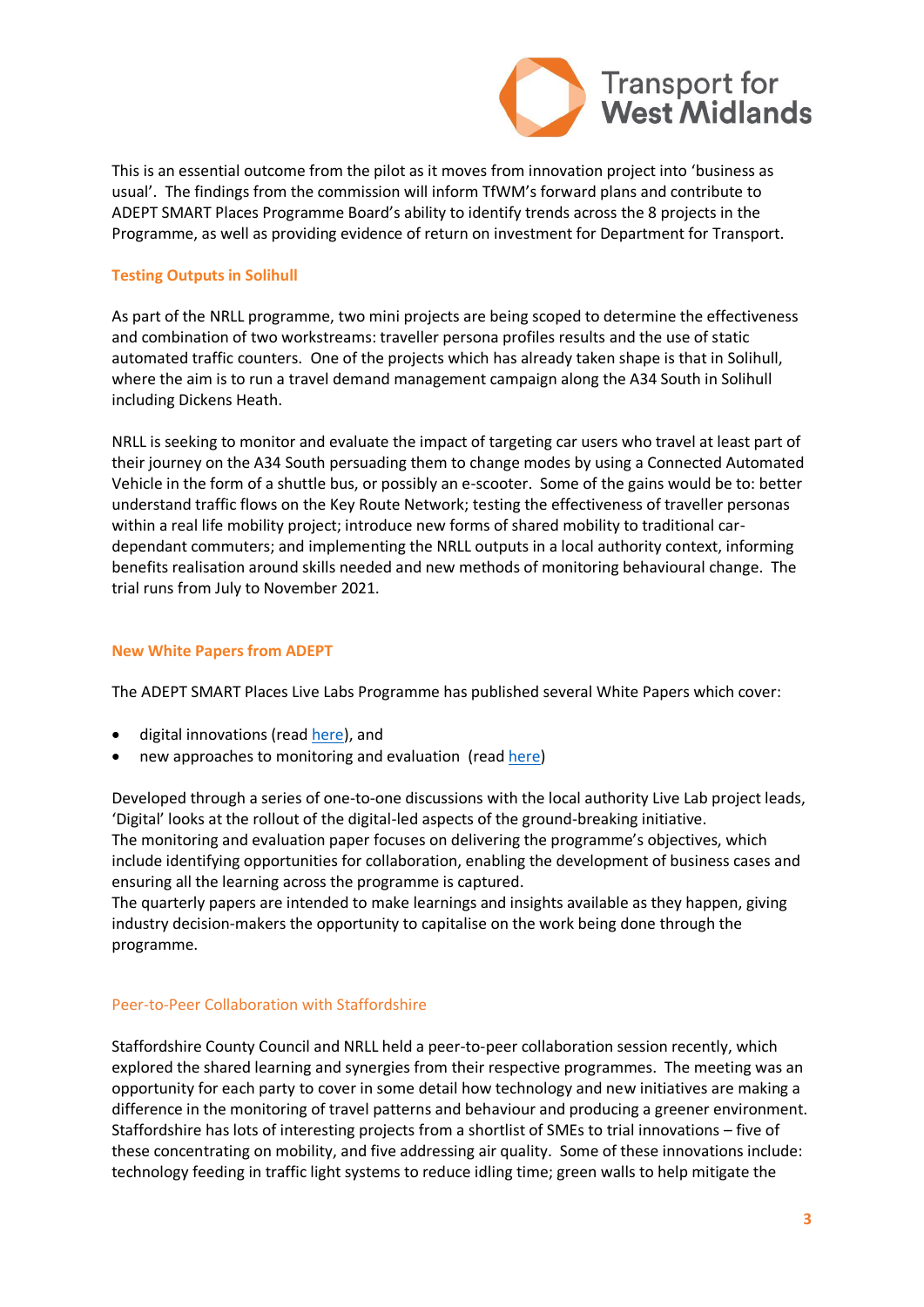This is an essential outcome from the pilot as it moves from innovation project into 'business as usual'. The findings from the commission will inform TfWM's forward plans and contribute to ADEPT SMART Places Programme Board's ability to identify trends across the 8 projects in the Programme, as well as providing evidence of return on investment for Department for Transport.

### Testing Outputs in Solihull

As part of the NRLL programme, two mini projects are being scoped to determine the effectiveness and combination of two workstreams: traveller persona profiles results and the use of static automated traffic counters. One of the projects which has already taken shape is that in Solihull, where the aim is to run a travel demand management campaign along the A34 South in Solihull including Dickens Heath.

NRLL is seeking to monitor and evaluate the impact of targeting car users who travel at least part of their journey on the A34 South persuading them to change modes by using a Connected Automated Vehicle in the form of a shuttle bus, or possibly an e-scooter. Some of the gains would be to: better understand traffic flows on the Key Route Network; testing the effectiveness of traveller personas within a real life mobility project; introduce new forms of shared mobility to traditional car-dependant commuters; and implementing the NRLL outputs in a local authority context, informing benefits realisation around skills needed and new methods of monitoring behavioural change. The trial runs from July to November 2021.

### New White Papers from ADEPT

The ADEPT SMART Places Live Labs Programme has published several White Papers which cover:

- digital innovations (read here), and
- new approaches to monitoring and evaluation (read here)

Developed through a series of one-to-one discussions with the local authority Live Lab project leads, 'Digital' looks at the rollout of the digital-led aspects of the ground-breaking initiative.
The monitoring and evaluation paper focuses on delivering the programme's objectives, which include identifying opportunities for collaboration, enabling the development of business cases and ensuring all the learning across the programme is captured.
The quarterly papers are intended to make learnings and insights available as they happen, giving industry decision-makers the opportunity to capitalise on the work being done through the programme.

### Peer-to-Peer Collaboration with Staffordshire

Staffordshire County Council and NRLL held a peer-to-peer collaboration session recently, which explored the shared learning and synergies from their respective programmes. The meeting was an opportunity for each party to cover in some detail how technology and new initiatives are making a difference in the monitoring of travel patterns and behaviour and producing a greener environment. Staffordshire has lots of interesting projects from a shortlist of SMEs to trial innovations – five of these concentrating on mobility, and five addressing air quality. Some of these innovations include: technology feeding in traffic light systems to reduce idling time; green walls to help mitigate the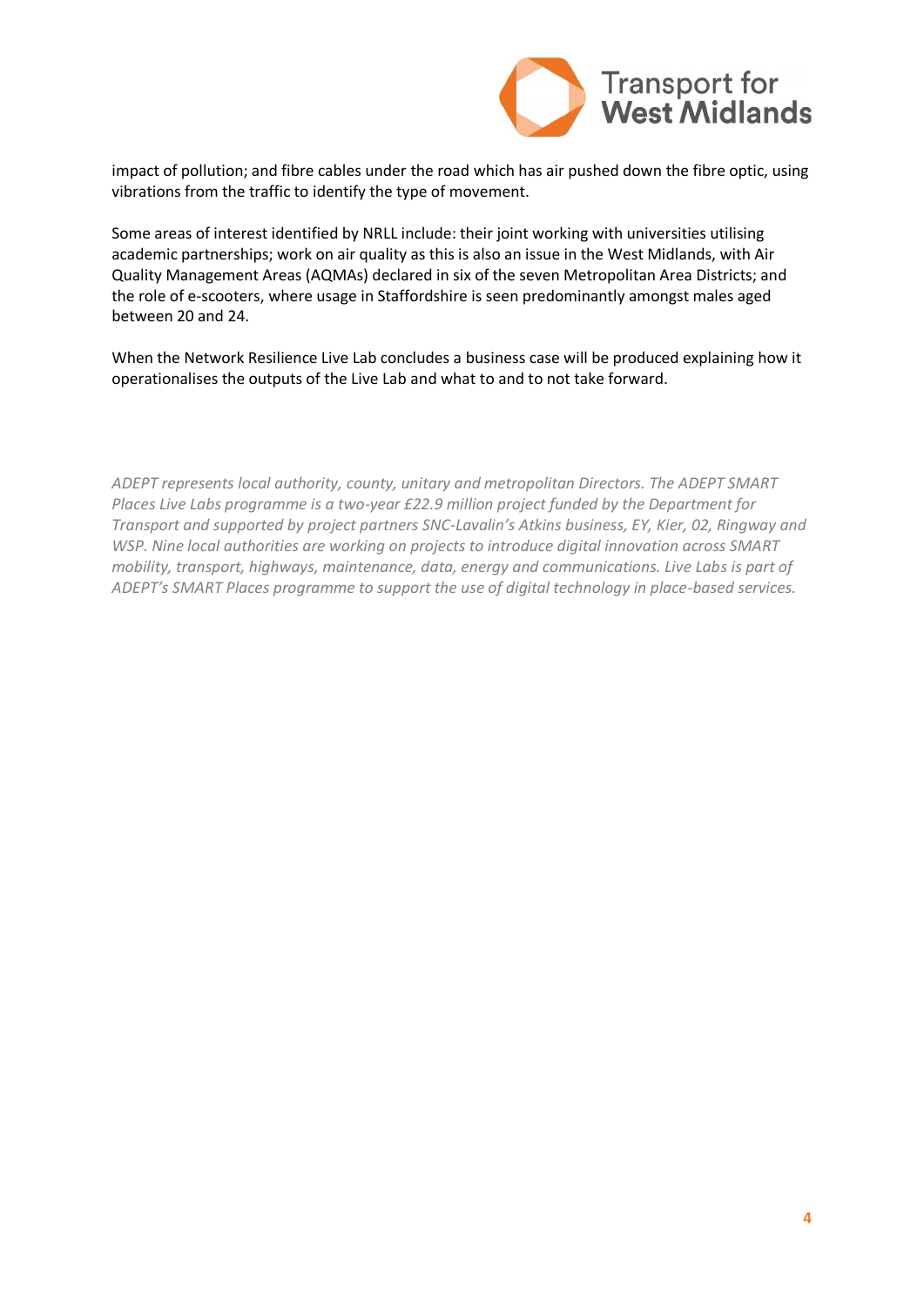impact of pollution; and fibre cables under the road which has air pushed down the fibre optic, using vibrations from the traffic to identify the type of movement.

Some areas of interest identified by NRLL include: their joint working with universities utilising academic partnerships; work on air quality as this is also an issue in the West Midlands, with Air Quality Management Areas (AQMAs) declared in six of the seven Metropolitan Area Districts; and the role of e-scooters, where usage in Staffordshire is seen predominantly amongst males aged between 20 and 24.

When the Network Resilience Live Lab concludes a business case will be produced explaining how it operationalises the outputs of the Live Lab and what to and to not take forward.

*ADEPT represents local authority, county, unitary and metropolitan Directors. The ADEPT SMART Places Live Labs programme is a two-year £22.9 million project funded by the Department for Transport and supported by project partners SNC-Lavalin's Atkins business, EY, Kier, 02, Ringway and WSP. Nine local authorities are working on projects to introduce digital innovation across SMART mobility, transport, highways, maintenance, data, energy and communications. Live Labs is part of ADEPT's SMART Places programme to support the use of digital technology in place-based services.*